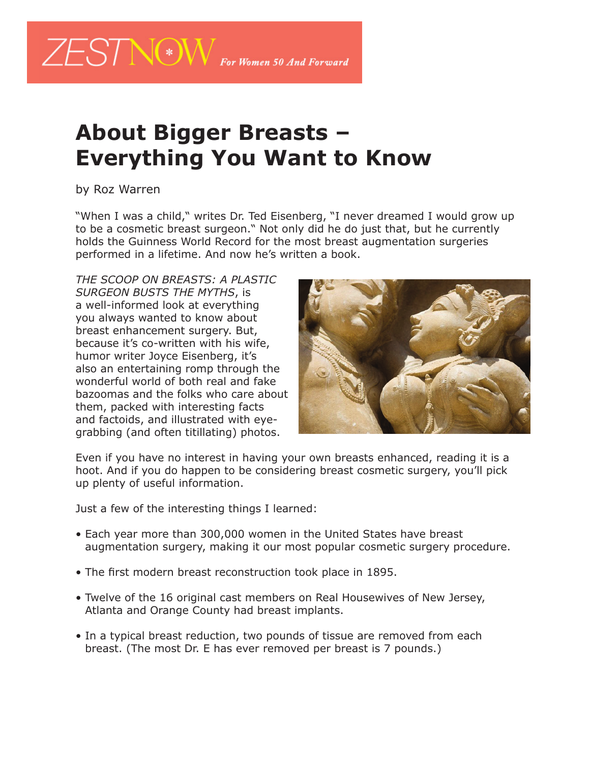ZESTNOW *For Women 50 And Forward*

# About Bigger Breasts – Everything You Want to Know

by Roz Warren

"When I was a child," writes Dr. Ted Eisenberg, "I never dreamed I would grow up to be a cosmetic breast surgeon." Not only did he do just that, but he currently holds the Guinness World Record for the most breast augmentation surgeries performed in a lifetime. And now he's written a book.

*THE SCOOP ON BREASTS: A PLASTIC SURGEON BUSTS THE MYTHS*, is a well-informed look at everything you always wanted to know about breast enhancement surgery. But, because it's co-written with his wife, humor writer Joyce Eisenberg, it's also an entertaining romp through the wonderful world of both real and fake bazoomas and the folks who care about them, packed with interesting facts and factoids, and illustrated with eye-grabbing (and often titillating) photos.

Even if you have no interest in having your own breasts enhanced, reading it is a hoot. And if you do happen to be considering breast cosmetic surgery, you'll pick up plenty of useful information.

Just a few of the interesting things I learned:

- Each year more than 300,000 women in the United States have breast augmentation surgery, making it our most popular cosmetic surgery procedure.
- The first modern breast reconstruction took place in 1895.
- Twelve of the 16 original cast members on Real Housewives of New Jersey, Atlanta and Orange County had breast implants.
- In a typical breast reduction, two pounds of tissue are removed from each breast. (The most Dr. E has ever removed per breast is 7 pounds.)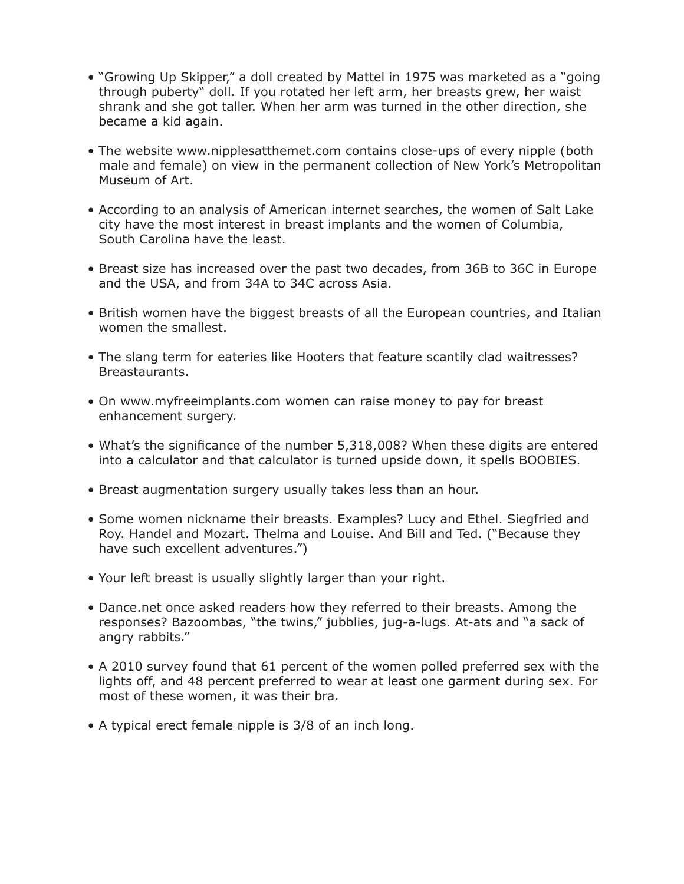- "Growing Up Skipper," a doll created by Mattel in 1975 was marketed as a "going through puberty" doll. If you rotated her left arm, her breasts grew, her waist shrank and she got taller. When her arm was turned in the other direction, she became a kid again.

- The website www.nipplesatthemet.com contains close-ups of every nipple (both male and female) on view in the permanent collection of New York's Metropolitan Museum of Art.

- According to an analysis of American internet searches, the women of Salt Lake city have the most interest in breast implants and the women of Columbia, South Carolina have the least.

- Breast size has increased over the past two decades, from 36B to 36C in Europe and the USA, and from 34A to 34C across Asia.

- British women have the biggest breasts of all the European countries, and Italian women the smallest.

- The slang term for eateries like Hooters that feature scantily clad waitresses? Breastaurants.

- On www.myfreeimplants.com women can raise money to pay for breast enhancement surgery.

- What's the significance of the number 5,318,008? When these digits are entered into a calculator and that calculator is turned upside down, it spells BOOBIES.

- Breast augmentation surgery usually takes less than an hour.

- Some women nickname their breasts. Examples? Lucy and Ethel. Siegfried and Roy. Handel and Mozart. Thelma and Louise. And Bill and Ted. ("Because they have such excellent adventures.")

- Your left breast is usually slightly larger than your right.

- Dance.net once asked readers how they referred to their breasts. Among the responses? Bazoombas, "the twins," jubblies, jug-a-lugs. At-ats and "a sack of angry rabbits."

- A 2010 survey found that 61 percent of the women polled preferred sex with the lights off, and 48 percent preferred to wear at least one garment during sex. For most of these women, it was their bra.

- A typical erect female nipple is 3/8 of an inch long.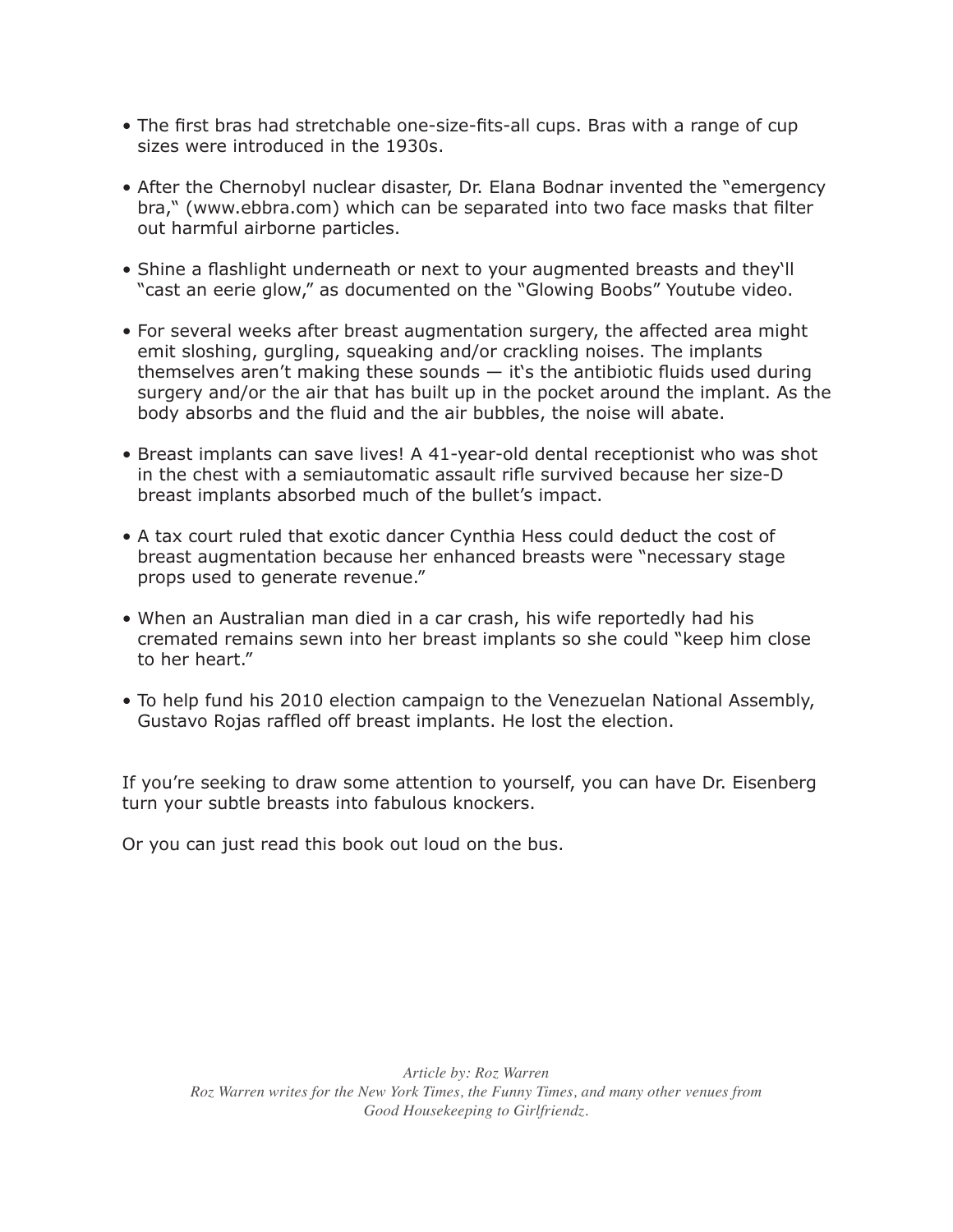- The first bras had stretchable one-size-fits-all cups. Bras with a range of cup sizes were introduced in the 1930s.
- After the Chernobyl nuclear disaster, Dr. Elana Bodnar invented the "emergency bra," (www.ebbra.com) which can be separated into two face masks that filter out harmful airborne particles.
- Shine a flashlight underneath or next to your augmented breasts and they'll "cast an eerie glow," as documented on the "Glowing Boobs" Youtube video.
- For several weeks after breast augmentation surgery, the affected area might emit sloshing, gurgling, squeaking and/or crackling noises. The implants themselves aren't making these sounds — it's the antibiotic fluids used during surgery and/or the air that has built up in the pocket around the implant. As the body absorbs and the fluid and the air bubbles, the noise will abate.
- Breast implants can save lives! A 41-year-old dental receptionist who was shot in the chest with a semiautomatic assault rifle survived because her size-D breast implants absorbed much of the bullet's impact.
- A tax court ruled that exotic dancer Cynthia Hess could deduct the cost of breast augmentation because her enhanced breasts were "necessary stage props used to generate revenue."
- When an Australian man died in a car crash, his wife reportedly had his cremated remains sewn into her breast implants so she could "keep him close to her heart."
- To help fund his 2010 election campaign to the Venezuelan National Assembly, Gustavo Rojas raffled off breast implants. He lost the election.

If you're seeking to draw some attention to yourself, you can have Dr. Eisenberg turn your subtle breasts into fabulous knockers.

Or you can just read this book out loud on the bus.

*Article by: Roz Warren*
*Roz Warren writes for the New York Times, the Funny Times, and many other venues from Good Housekeeping to Girlfriendz.*